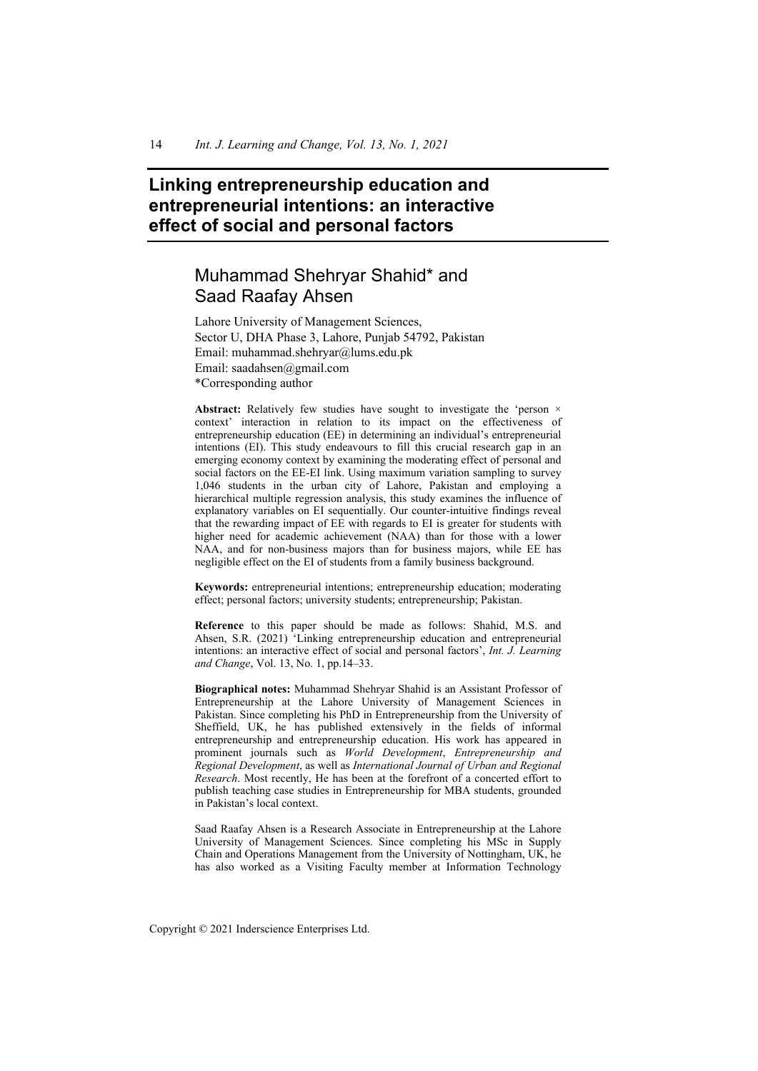# Linking entrepreneurship education and entrepreneurial intentions: an interactive effect of social and personal factors

## Muhammad Shehryar Shahid* and Saad Raafay Ahsen

Lahore University of Management Sciences,
Sector U, DHA Phase 3, Lahore, Punjab 54792, Pakistan
Email: muhammad.shehryar@lums.edu.pk
Email: saadahsen@gmail.com
*Corresponding author

**Abstract:** Relatively few studies have sought to investigate the 'person × context' interaction in relation to its impact on the effectiveness of entrepreneurship education (EE) in determining an individual's entrepreneurial intentions (EI). This study endeavours to fill this crucial research gap in an emerging economy context by examining the moderating effect of personal and social factors on the EE-EI link. Using maximum variation sampling to survey 1,046 students in the urban city of Lahore, Pakistan and employing a hierarchical multiple regression analysis, this study examines the influence of explanatory variables on EI sequentially. Our counter-intuitive findings reveal that the rewarding impact of EE with regards to EI is greater for students with higher need for academic achievement (NAA) than for those with a lower NAA, and for non-business majors than for business majors, while EE has negligible effect on the EI of students from a family business background.

**Keywords:** entrepreneurial intentions; entrepreneurship education; moderating effect; personal factors; university students; entrepreneurship; Pakistan.

**Reference** to this paper should be made as follows: Shahid, M.S. and Ahsen, S.R. (2021) 'Linking entrepreneurship education and entrepreneurial intentions: an interactive effect of social and personal factors', *Int. J. Learning and Change*, Vol. 13, No. 1, pp.14–33.

**Biographical notes:** Muhammad Shehryar Shahid is an Assistant Professor of Entrepreneurship at the Lahore University of Management Sciences in Pakistan. Since completing his PhD in Entrepreneurship from the University of Sheffield, UK, he has published extensively in the fields of informal entrepreneurship and entrepreneurship education. His work has appeared in prominent journals such as *World Development*, *Entrepreneurship and Regional Development*, as well as *International Journal of Urban and Regional Research*. Most recently, He has been at the forefront of a concerted effort to publish teaching case studies in Entrepreneurship for MBA students, grounded in Pakistan's local context.

Saad Raafay Ahsen is a Research Associate in Entrepreneurship at the Lahore University of Management Sciences. Since completing his MSc in Supply Chain and Operations Management from the University of Nottingham, UK, he has also worked as a Visiting Faculty member at Information Technology

Copyright © 2021 Inderscience Enterprises Ltd.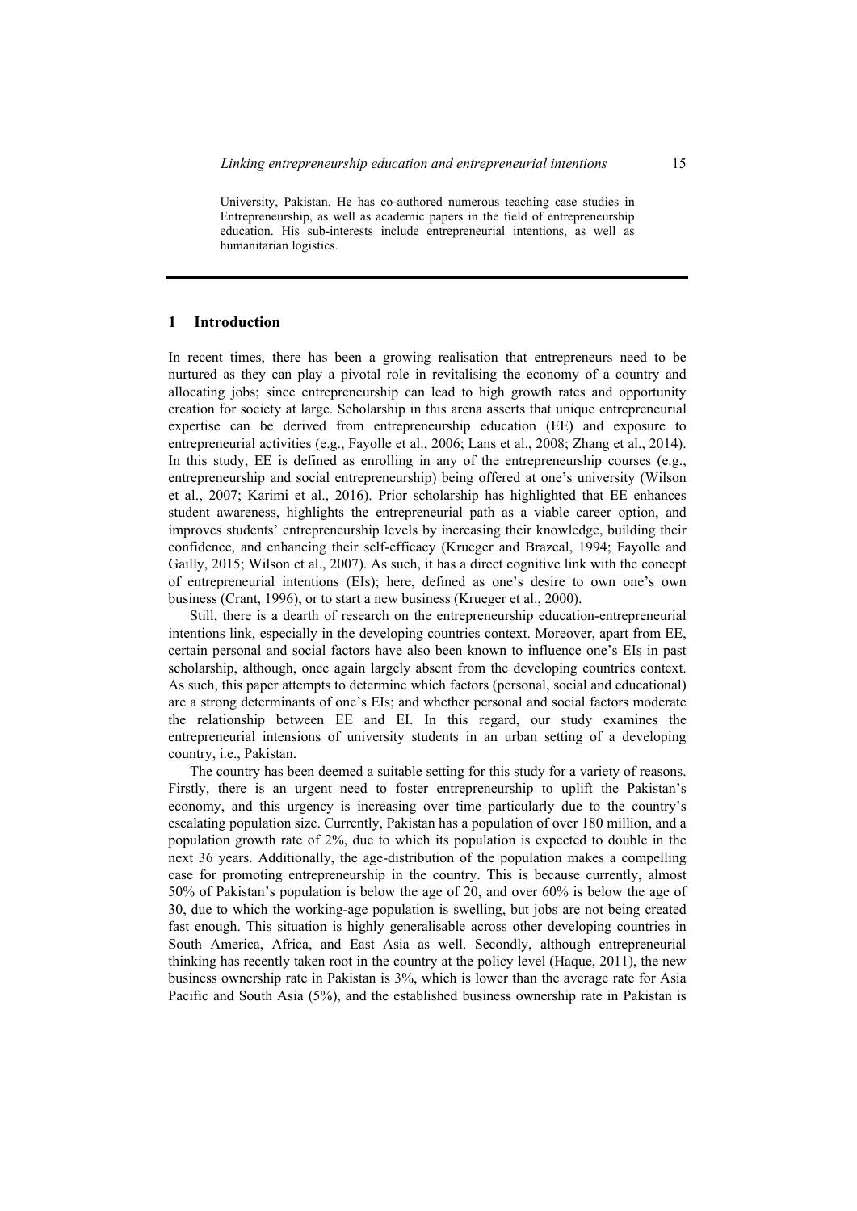University, Pakistan. He has co-authored numerous teaching case studies in Entrepreneurship, as well as academic papers in the field of entrepreneurship education. His sub-interests include entrepreneurial intentions, as well as humanitarian logistics.

## 1 Introduction

In recent times, there has been a growing realisation that entrepreneurs need to be nurtured as they can play a pivotal role in revitalising the economy of a country and allocating jobs; since entrepreneurship can lead to high growth rates and opportunity creation for society at large. Scholarship in this arena asserts that unique entrepreneurial expertise can be derived from entrepreneurship education (EE) and exposure to entrepreneurial activities (e.g., Fayolle et al., 2006; Lans et al., 2008; Zhang et al., 2014). In this study, EE is defined as enrolling in any of the entrepreneurship courses (e.g., entrepreneurship and social entrepreneurship) being offered at one's university (Wilson et al., 2007; Karimi et al., 2016). Prior scholarship has highlighted that EE enhances student awareness, highlights the entrepreneurial path as a viable career option, and improves students' entrepreneurship levels by increasing their knowledge, building their confidence, and enhancing their self-efficacy (Krueger and Brazeal, 1994; Fayolle and Gailly, 2015; Wilson et al., 2007). As such, it has a direct cognitive link with the concept of entrepreneurial intentions (EIs); here, defined as one's desire to own one's own business (Crant, 1996), or to start a new business (Krueger et al., 2000).

Still, there is a dearth of research on the entrepreneurship education-entrepreneurial intentions link, especially in the developing countries context. Moreover, apart from EE, certain personal and social factors have also been known to influence one's EIs in past scholarship, although, once again largely absent from the developing countries context. As such, this paper attempts to determine which factors (personal, social and educational) are a strong determinants of one's EIs; and whether personal and social factors moderate the relationship between EE and EI. In this regard, our study examines the entrepreneurial intensions of university students in an urban setting of a developing country, i.e., Pakistan.

The country has been deemed a suitable setting for this study for a variety of reasons. Firstly, there is an urgent need to foster entrepreneurship to uplift the Pakistan's economy, and this urgency is increasing over time particularly due to the country's escalating population size. Currently, Pakistan has a population of over 180 million, and a population growth rate of 2%, due to which its population is expected to double in the next 36 years. Additionally, the age-distribution of the population makes a compelling case for promoting entrepreneurship in the country. This is because currently, almost 50% of Pakistan's population is below the age of 20, and over 60% is below the age of 30, due to which the working-age population is swelling, but jobs are not being created fast enough. This situation is highly generalisable across other developing countries in South America, Africa, and East Asia as well. Secondly, although entrepreneurial thinking has recently taken root in the country at the policy level (Haque, 2011), the new business ownership rate in Pakistan is 3%, which is lower than the average rate for Asia Pacific and South Asia (5%), and the established business ownership rate in Pakistan is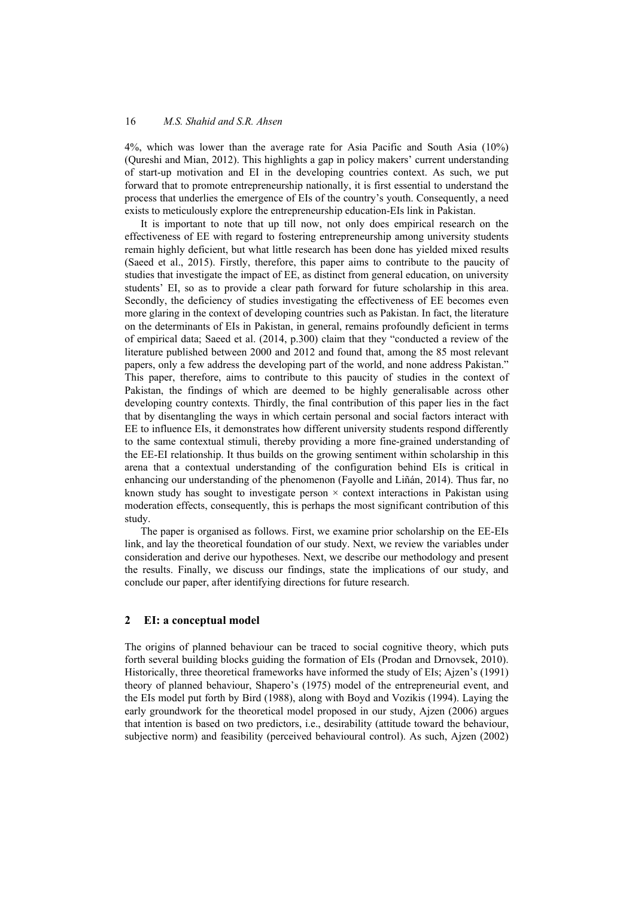4%, which was lower than the average rate for Asia Pacific and South Asia (10%) (Qureshi and Mian, 2012). This highlights a gap in policy makers' current understanding of start-up motivation and EI in the developing countries context. As such, we put forward that to promote entrepreneurship nationally, it is first essential to understand the process that underlies the emergence of EIs of the country's youth. Consequently, a need exists to meticulously explore the entrepreneurship education-EIs link in Pakistan.

It is important to note that up till now, not only does empirical research on the effectiveness of EE with regard to fostering entrepreneurship among university students remain highly deficient, but what little research has been done has yielded mixed results (Saeed et al., 2015). Firstly, therefore, this paper aims to contribute to the paucity of studies that investigate the impact of EE, as distinct from general education, on university students' EI, so as to provide a clear path forward for future scholarship in this area. Secondly, the deficiency of studies investigating the effectiveness of EE becomes even more glaring in the context of developing countries such as Pakistan. In fact, the literature on the determinants of EIs in Pakistan, in general, remains profoundly deficient in terms of empirical data; Saeed et al. (2014, p.300) claim that they "conducted a review of the literature published between 2000 and 2012 and found that, among the 85 most relevant papers, only a few address the developing part of the world, and none address Pakistan." This paper, therefore, aims to contribute to this paucity of studies in the context of Pakistan, the findings of which are deemed to be highly generalisable across other developing country contexts. Thirdly, the final contribution of this paper lies in the fact that by disentangling the ways in which certain personal and social factors interact with EE to influence EIs, it demonstrates how different university students respond differently to the same contextual stimuli, thereby providing a more fine-grained understanding of the EE-EI relationship. It thus builds on the growing sentiment within scholarship in this arena that a contextual understanding of the configuration behind EIs is critical in enhancing our understanding of the phenomenon (Fayolle and Liñán, 2014). Thus far, no known study has sought to investigate person × context interactions in Pakistan using moderation effects, consequently, this is perhaps the most significant contribution of this study.

The paper is organised as follows. First, we examine prior scholarship on the EE-EIs link, and lay the theoretical foundation of our study. Next, we review the variables under consideration and derive our hypotheses. Next, we describe our methodology and present the results. Finally, we discuss our findings, state the implications of our study, and conclude our paper, after identifying directions for future research.

## 2 EI: a conceptual model

The origins of planned behaviour can be traced to social cognitive theory, which puts forth several building blocks guiding the formation of EIs (Prodan and Drnovsek, 2010). Historically, three theoretical frameworks have informed the study of EIs; Ajzen's (1991) theory of planned behaviour, Shapero's (1975) model of the entrepreneurial event, and the EIs model put forth by Bird (1988), along with Boyd and Vozikis (1994). Laying the early groundwork for the theoretical model proposed in our study, Ajzen (2006) argues that intention is based on two predictors, i.e., desirability (attitude toward the behaviour, subjective norm) and feasibility (perceived behavioural control). As such, Ajzen (2002)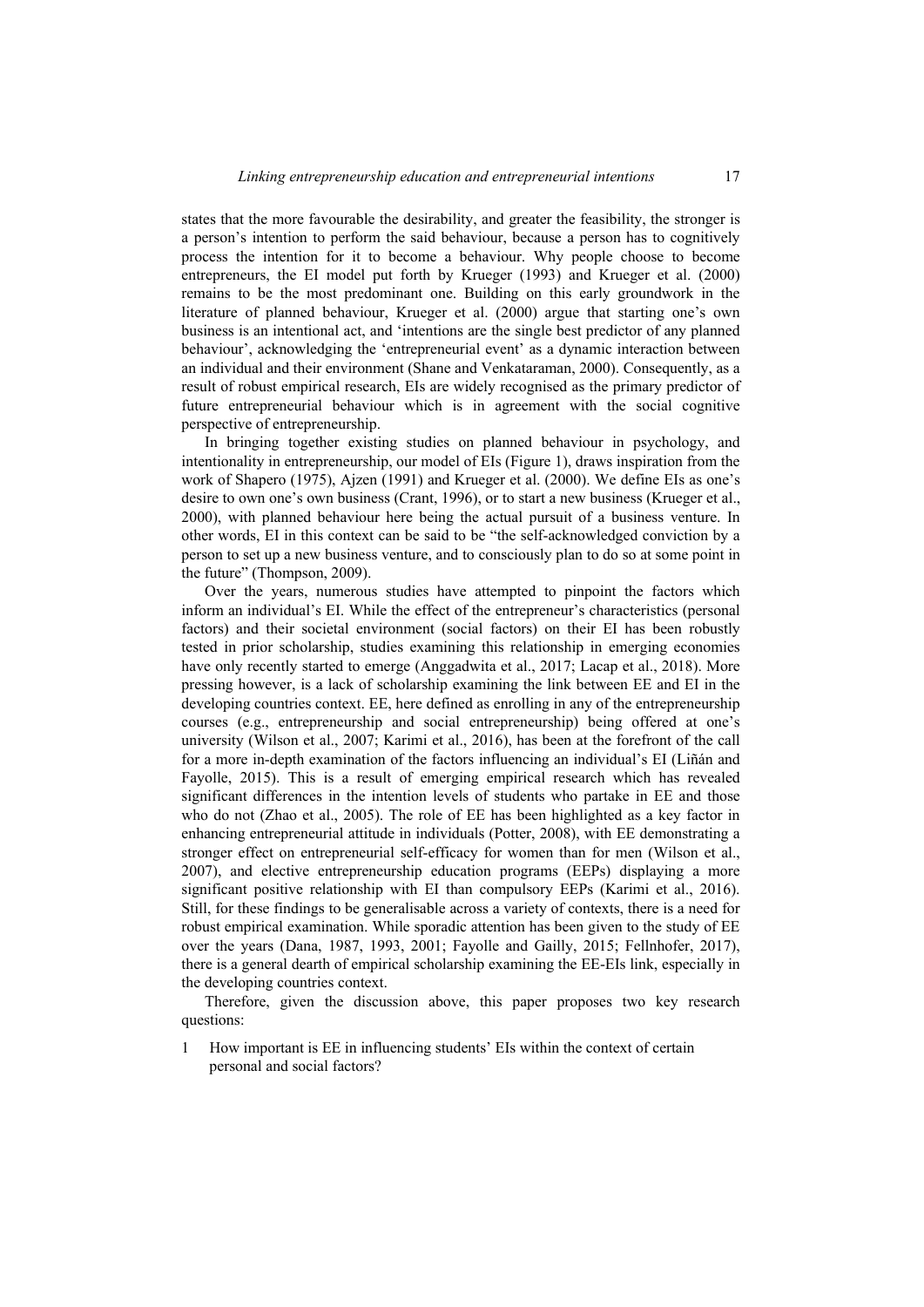states that the more favourable the desirability, and greater the feasibility, the stronger is a person's intention to perform the said behaviour, because a person has to cognitively process the intention for it to become a behaviour. Why people choose to become entrepreneurs, the EI model put forth by Krueger (1993) and Krueger et al. (2000) remains to be the most predominant one. Building on this early groundwork in the literature of planned behaviour, Krueger et al. (2000) argue that starting one's own business is an intentional act, and 'intentions are the single best predictor of any planned behaviour', acknowledging the 'entrepreneurial event' as a dynamic interaction between an individual and their environment (Shane and Venkataraman, 2000). Consequently, as a result of robust empirical research, EIs are widely recognised as the primary predictor of future entrepreneurial behaviour which is in agreement with the social cognitive perspective of entrepreneurship.

In bringing together existing studies on planned behaviour in psychology, and intentionality in entrepreneurship, our model of EIs (Figure 1), draws inspiration from the work of Shapero (1975), Ajzen (1991) and Krueger et al. (2000). We define EIs as one's desire to own one's own business (Crant, 1996), or to start a new business (Krueger et al., 2000), with planned behaviour here being the actual pursuit of a business venture. In other words, EI in this context can be said to be "the self-acknowledged conviction by a person to set up a new business venture, and to consciously plan to do so at some point in the future" (Thompson, 2009).

Over the years, numerous studies have attempted to pinpoint the factors which inform an individual's EI. While the effect of the entrepreneur's characteristics (personal factors) and their societal environment (social factors) on their EI has been robustly tested in prior scholarship, studies examining this relationship in emerging economies have only recently started to emerge (Anggadwita et al., 2017; Lacap et al., 2018). More pressing however, is a lack of scholarship examining the link between EE and EI in the developing countries context. EE, here defined as enrolling in any of the entrepreneurship courses (e.g., entrepreneurship and social entrepreneurship) being offered at one's university (Wilson et al., 2007; Karimi et al., 2016), has been at the forefront of the call for a more in-depth examination of the factors influencing an individual's EI (Liñán and Fayolle, 2015). This is a result of emerging empirical research which has revealed significant differences in the intention levels of students who partake in EE and those who do not (Zhao et al., 2005). The role of EE has been highlighted as a key factor in enhancing entrepreneurial attitude in individuals (Potter, 2008), with EE demonstrating a stronger effect on entrepreneurial self-efficacy for women than for men (Wilson et al., 2007), and elective entrepreneurship education programs (EEPs) displaying a more significant positive relationship with EI than compulsory EEPs (Karimi et al., 2016). Still, for these findings to be generalisable across a variety of contexts, there is a need for robust empirical examination. While sporadic attention has been given to the study of EE over the years (Dana, 1987, 1993, 2001; Fayolle and Gailly, 2015; Fellnhofer, 2017), there is a general dearth of empirical scholarship examining the EE-EIs link, especially in the developing countries context.

Therefore, given the discussion above, this paper proposes two key research questions:

1 How important is EE in influencing students' EIs within the context of certain personal and social factors?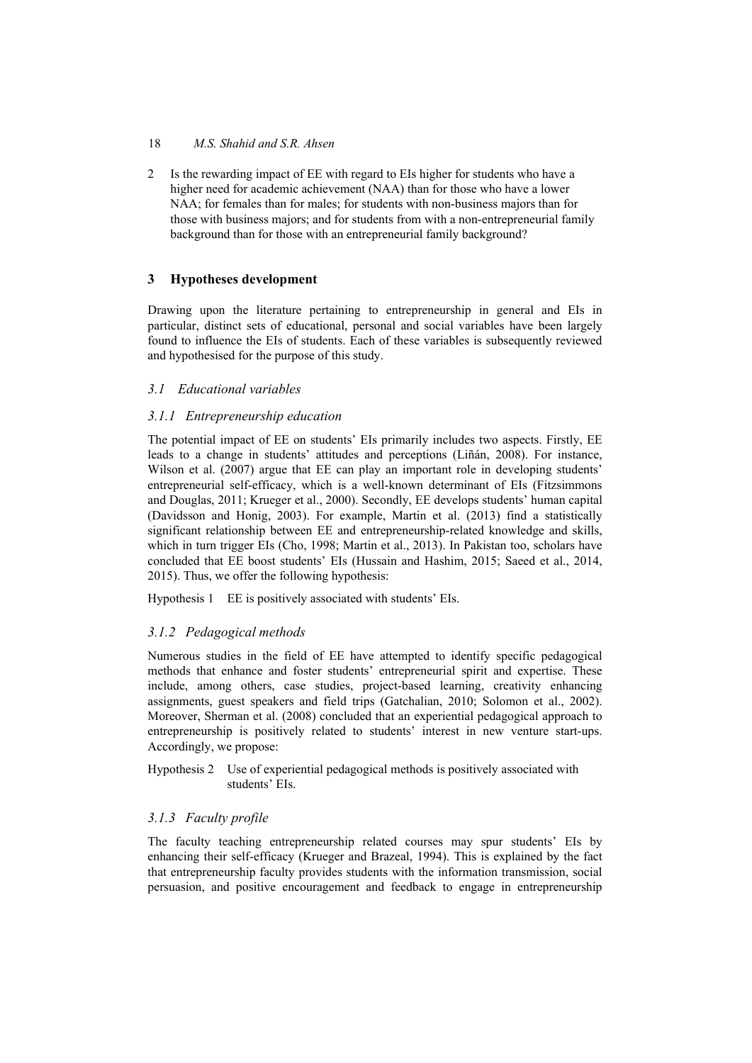2 Is the rewarding impact of EE with regard to EIs higher for students who have a higher need for academic achievement (NAA) than for those who have a lower NAA; for females than for males; for students with non-business majors than for those with business majors; and for students from with a non-entrepreneurial family background than for those with an entrepreneurial family background?

## 3 Hypotheses development

Drawing upon the literature pertaining to entrepreneurship in general and EIs in particular, distinct sets of educational, personal and social variables have been largely found to influence the EIs of students. Each of these variables is subsequently reviewed and hypothesised for the purpose of this study.

### *3.1 Educational variables*

#### *3.1.1 Entrepreneurship education*

The potential impact of EE on students' EIs primarily includes two aspects. Firstly, EE leads to a change in students' attitudes and perceptions (Liñán, 2008). For instance, Wilson et al. (2007) argue that EE can play an important role in developing students' entrepreneurial self-efficacy, which is a well-known determinant of EIs (Fitzsimmons and Douglas, 2011; Krueger et al., 2000). Secondly, EE develops students' human capital (Davidsson and Honig, 2003). For example, Martin et al. (2013) find a statistically significant relationship between EE and entrepreneurship-related knowledge and skills, which in turn trigger EIs (Cho, 1998; Martin et al., 2013). In Pakistan too, scholars have concluded that EE boost students' EIs (Hussain and Hashim, 2015; Saeed et al., 2014, 2015). Thus, we offer the following hypothesis:

Hypothesis 1 EE is positively associated with students' EIs.

#### *3.1.2 Pedagogical methods*

Numerous studies in the field of EE have attempted to identify specific pedagogical methods that enhance and foster students' entrepreneurial spirit and expertise. These include, among others, case studies, project-based learning, creativity enhancing assignments, guest speakers and field trips (Gatchalian, 2010; Solomon et al., 2002). Moreover, Sherman et al. (2008) concluded that an experiential pedagogical approach to entrepreneurship is positively related to students' interest in new venture start-ups. Accordingly, we propose:

Hypothesis 2 Use of experiential pedagogical methods is positively associated with students' EIs.

#### *3.1.3 Faculty profile*

The faculty teaching entrepreneurship related courses may spur students' EIs by enhancing their self-efficacy (Krueger and Brazeal, 1994). This is explained by the fact that entrepreneurship faculty provides students with the information transmission, social persuasion, and positive encouragement and feedback to engage in entrepreneurship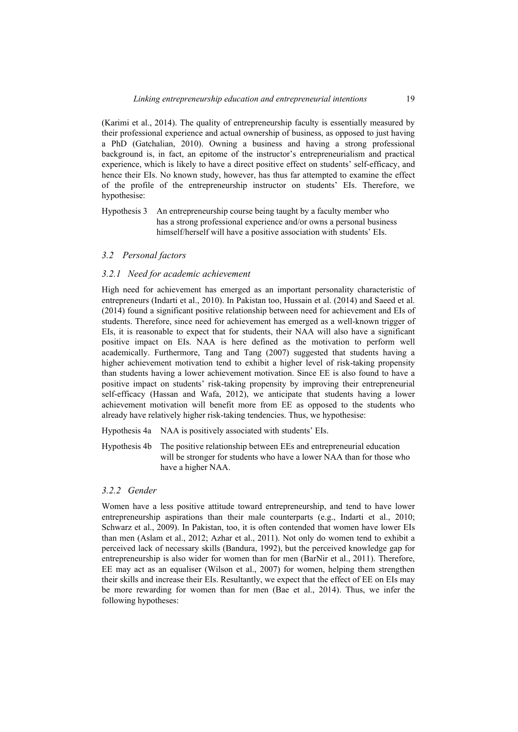(Karimi et al., 2014). The quality of entrepreneurship faculty is essentially measured by their professional experience and actual ownership of business, as opposed to just having a PhD (Gatchalian, 2010). Owning a business and having a strong professional background is, in fact, an epitome of the instructor's entrepreneurialism and practical experience, which is likely to have a direct positive effect on students' self-efficacy, and hence their EIs. No known study, however, has thus far attempted to examine the effect of the profile of the entrepreneurship instructor on students' EIs. Therefore, we hypothesise:

Hypothesis 3 An entrepreneurship course being taught by a faculty member who has a strong professional experience and/or owns a personal business himself/herself will have a positive association with students' EIs.

### *3.2 Personal factors*

#### *3.2.1 Need for academic achievement*

High need for achievement has emerged as an important personality characteristic of entrepreneurs (Indarti et al., 2010). In Pakistan too, Hussain et al. (2014) and Saeed et al. (2014) found a significant positive relationship between need for achievement and EIs of students. Therefore, since need for achievement has emerged as a well-known trigger of EIs, it is reasonable to expect that for students, their NAA will also have a significant positive impact on EIs. NAA is here defined as the motivation to perform well academically. Furthermore, Tang and Tang (2007) suggested that students having a higher achievement motivation tend to exhibit a higher level of risk-taking propensity than students having a lower achievement motivation. Since EE is also found to have a positive impact on students' risk-taking propensity by improving their entrepreneurial self-efficacy (Hassan and Wafa, 2012), we anticipate that students having a lower achievement motivation will benefit more from EE as opposed to the students who already have relatively higher risk-taking tendencies. Thus, we hypothesise:

Hypothesis 4a NAA is positively associated with students' EIs.

Hypothesis 4b The positive relationship between EEs and entrepreneurial education will be stronger for students who have a lower NAA than for those who have a higher NAA.

#### *3.2.2 Gender*

Women have a less positive attitude toward entrepreneurship, and tend to have lower entrepreneurship aspirations than their male counterparts (e.g., Indarti et al., 2010; Schwarz et al., 2009). In Pakistan, too, it is often contended that women have lower EIs than men (Aslam et al., 2012; Azhar et al., 2011). Not only do women tend to exhibit a perceived lack of necessary skills (Bandura, 1992), but the perceived knowledge gap for entrepreneurship is also wider for women than for men (BarNir et al., 2011). Therefore, EE may act as an equaliser (Wilson et al., 2007) for women, helping them strengthen their skills and increase their EIs. Resultantly, we expect that the effect of EE on EIs may be more rewarding for women than for men (Bae et al., 2014). Thus, we infer the following hypotheses: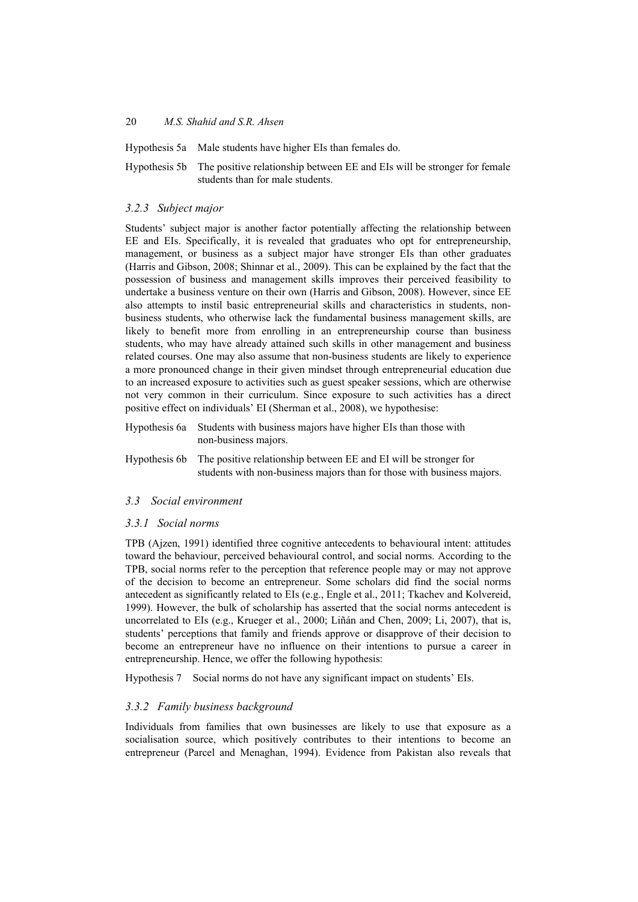Hypothesis 5a Male students have higher EIs than females do.

Hypothesis 5b The positive relationship between EE and EIs will be stronger for female students than for male students.

### *3.2.3 Subject major*

Students' subject major is another factor potentially affecting the relationship between EE and EIs. Specifically, it is revealed that graduates who opt for entrepreneurship, management, or business as a subject major have stronger EIs than other graduates (Harris and Gibson, 2008; Shinnar et al., 2009). This can be explained by the fact that the possession of business and management skills improves their perceived feasibility to undertake a business venture on their own (Harris and Gibson, 2008). However, since EE also attempts to instil basic entrepreneurial skills and characteristics in students, non-business students, who otherwise lack the fundamental business management skills, are likely to benefit more from enrolling in an entrepreneurship course than business students, who may have already attained such skills in other management and business related courses. One may also assume that non-business students are likely to experience a more pronounced change in their given mindset through entrepreneurial education due to an increased exposure to activities such as guest speaker sessions, which are otherwise not very common in their curriculum. Since exposure to such activities has a direct positive effect on individuals' EI (Sherman et al., 2008), we hypothesise:

Hypothesis 6a Students with business majors have higher EIs than those with non-business majors.

Hypothesis 6b The positive relationship between EE and EI will be stronger for students with non-business majors than for those with business majors.

## *3.3 Social environment*

### *3.3.1 Social norms*

TPB (Ajzen, 1991) identified three cognitive antecedents to behavioural intent: attitudes toward the behaviour, perceived behavioural control, and social norms. According to the TPB, social norms refer to the perception that reference people may or may not approve of the decision to become an entrepreneur. Some scholars did find the social norms antecedent as significantly related to EIs (e.g., Engle et al., 2011; Tkachev and Kolvereid, 1999). However, the bulk of scholarship has asserted that the social norms antecedent is uncorrelated to EIs (e.g., Krueger et al., 2000; Liñán and Chen, 2009; Li, 2007), that is, students' perceptions that family and friends approve or disapprove of their decision to become an entrepreneur have no influence on their intentions to pursue a career in entrepreneurship. Hence, we offer the following hypothesis:

Hypothesis 7 Social norms do not have any significant impact on students' EIs.

### *3.3.2 Family business background*

Individuals from families that own businesses are likely to use that exposure as a socialisation source, which positively contributes to their intentions to become an entrepreneur (Parcel and Menaghan, 1994). Evidence from Pakistan also reveals that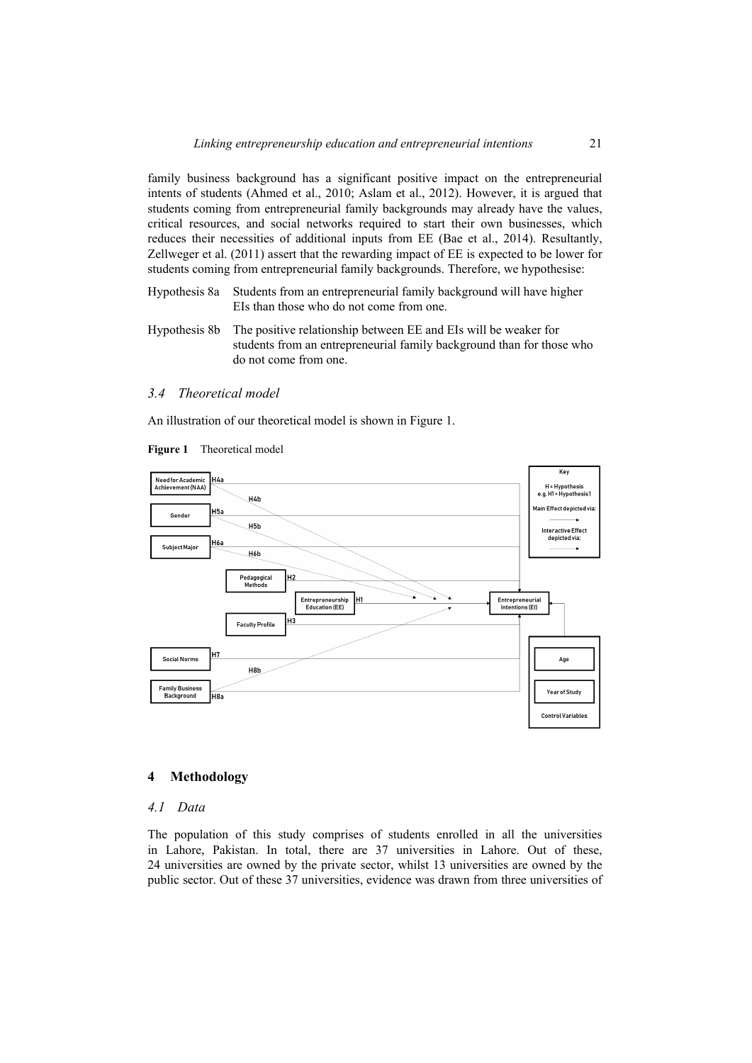family business background has a significant positive impact on the entrepreneurial intents of students (Ahmed et al., 2010; Aslam et al., 2012). However, it is argued that students coming from entrepreneurial family backgrounds may already have the values, critical resources, and social networks required to start their own businesses, which reduces their necessities of additional inputs from EE (Bae et al., 2014). Resultantly, Zellweger et al. (2011) assert that the rewarding impact of EE is expected to be lower for students coming from entrepreneurial family backgrounds. Therefore, we hypothesise:

Hypothesis 8a Students from an entrepreneurial family background will have higher EIs than those who do not come from one.

Hypothesis 8b The positive relationship between EE and EIs will be weaker for students from an entrepreneurial family background than for those who do not come from one.

### *3.4 Theoretical model*

An illustration of our theoretical model is shown in Figure 1.

**Figure 1** Theoretical model

## 4 Methodology

### *4.1 Data*

The population of this study comprises of students enrolled in all the universities in Lahore, Pakistan. In total, there are 37 universities in Lahore. Out of these, 24 universities are owned by the private sector, whilst 13 universities are owned by the public sector. Out of these 37 universities, evidence was drawn from three universities of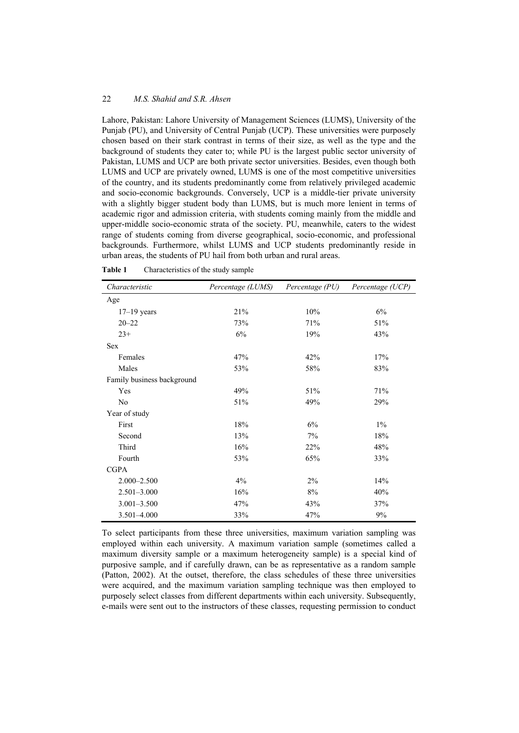Lahore, Pakistan: Lahore University of Management Sciences (LUMS), University of the Punjab (PU), and University of Central Punjab (UCP). These universities were purposely chosen based on their stark contrast in terms of their size, as well as the type and the background of students they cater to; while PU is the largest public sector university of Pakistan, LUMS and UCP are both private sector universities. Besides, even though both LUMS and UCP are privately owned, LUMS is one of the most competitive universities of the country, and its students predominantly come from relatively privileged academic and socio-economic backgrounds. Conversely, UCP is a middle-tier private university with a slightly bigger student body than LUMS, but is much more lenient in terms of academic rigor and admission criteria, with students coming mainly from the middle and upper-middle socio-economic strata of the society. PU, meanwhile, caters to the widest range of students coming from diverse geographical, socio-economic, and professional backgrounds. Furthermore, whilst LUMS and UCP students predominantly reside in urban areas, the students of PU hail from both urban and rural areas.

**Table 1** Characteristics of the study sample

| *Characteristic* | *Percentage (LUMS)* | *Percentage (PU)* | *Percentage (UCP)* |
|---|---|---|---|
| Age | | | |
| 17–19 years | 21% | 10% | 6% |
| 20–22 | 73% | 71% | 51% |
| 23+ | 6% | 19% | 43% |
| Sex | | | |
| Females | 47% | 42% | 17% |
| Males | 53% | 58% | 83% |
| Family business background | | | |
| Yes | 49% | 51% | 71% |
| No | 51% | 49% | 29% |
| Year of study | | | |
| First | 18% | 6% | 1% |
| Second | 13% | 7% | 18% |
| Third | 16% | 22% | 48% |
| Fourth | 53% | 65% | 33% |
| CGPA | | | |
| 2.000–2.500 | 4% | 2% | 14% |
| 2.501–3.000 | 16% | 8% | 40% |
| 3.001–3.500 | 47% | 43% | 37% |
| 3.501–4.000 | 33% | 47% | 9% |

To select participants from these three universities, maximum variation sampling was employed within each university. A maximum variation sample (sometimes called a maximum diversity sample or a maximum heterogeneity sample) is a special kind of purposive sample, and if carefully drawn, can be as representative as a random sample (Patton, 2002). At the outset, therefore, the class schedules of these three universities were acquired, and the maximum variation sampling technique was then employed to purposely select classes from different departments within each university. Subsequently, e-mails were sent out to the instructors of these classes, requesting permission to conduct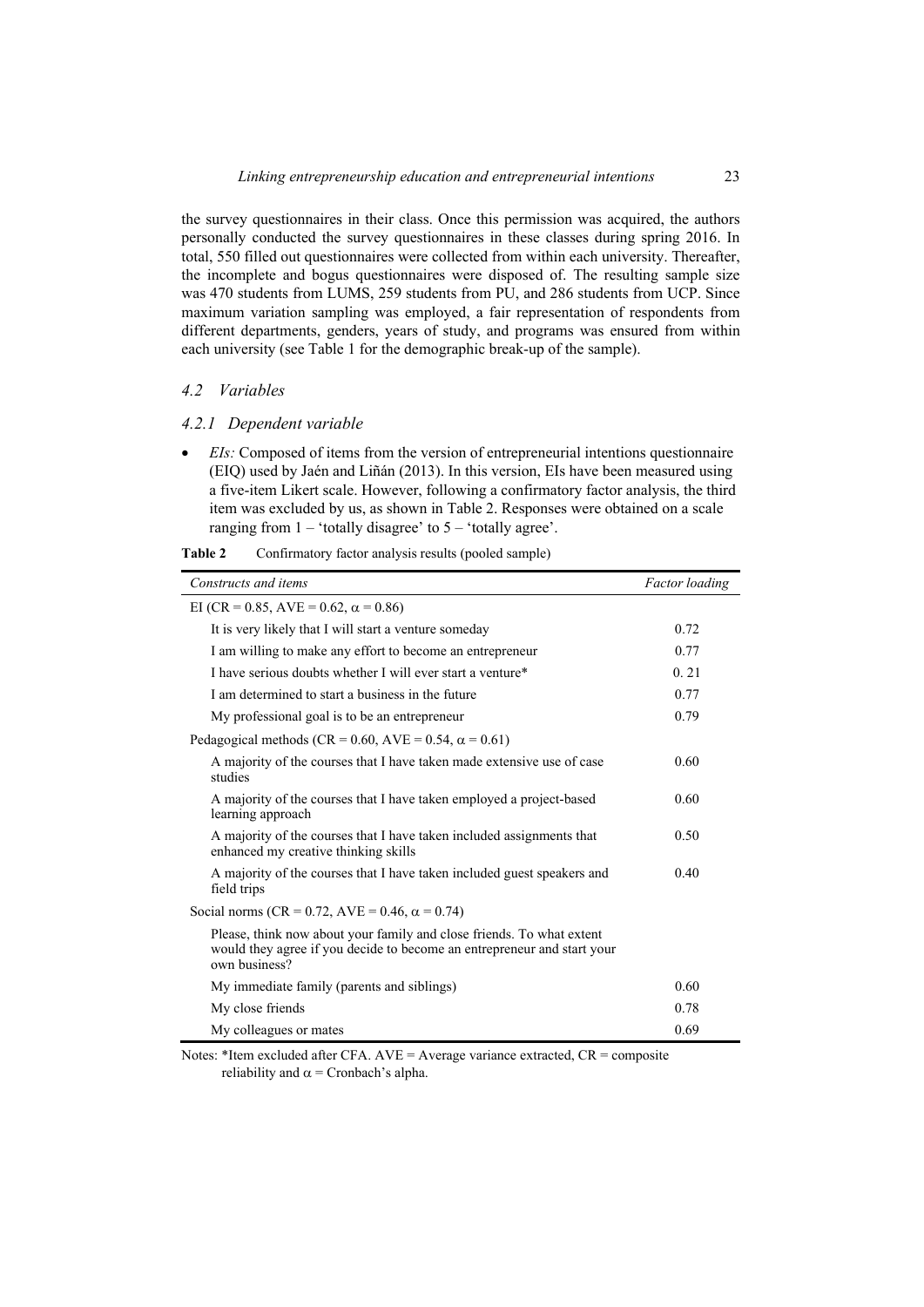the survey questionnaires in their class. Once this permission was acquired, the authors personally conducted the survey questionnaires in these classes during spring 2016. In total, 550 filled out questionnaires were collected from within each university. Thereafter, the incomplete and bogus questionnaires were disposed of. The resulting sample size was 470 students from LUMS, 259 students from PU, and 286 students from UCP. Since maximum variation sampling was employed, a fair representation of respondents from different departments, genders, years of study, and programs was ensured from within each university (see Table 1 for the demographic break-up of the sample).

### 4.2 Variables

#### 4.2.1 Dependent variable

- *EIs:* Composed of items from the version of entrepreneurial intentions questionnaire (EIQ) used by Jaén and Liñán (2013). In this version, EIs have been measured using a five-item Likert scale. However, following a confirmatory factor analysis, the third item was excluded by us, as shown in Table 2. Responses were obtained on a scale ranging from 1 – 'totally disagree' to 5 – 'totally agree'.

**Table 2** Confirmatory factor analysis results (pooled sample)

| *Constructs and items* | *Factor loading* |
|---|---|
| EI (CR = 0.85, AVE = 0.62, $\alpha$ = 0.86) | |
| It is very likely that I will start a venture someday | 0.72 |
| I am willing to make any effort to become an entrepreneur | 0.77 |
| I have serious doubts whether I will ever start a venture* | 0. 21 |
| I am determined to start a business in the future | 0.77 |
| My professional goal is to be an entrepreneur | 0.79 |
| Pedagogical methods (CR = 0.60, AVE = 0.54, $\alpha$ = 0.61) | |
| A majority of the courses that I have taken made extensive use of case studies | 0.60 |
| A majority of the courses that I have taken employed a project-based learning approach | 0.60 |
| A majority of the courses that I have taken included assignments that enhanced my creative thinking skills | 0.50 |
| A majority of the courses that I have taken included guest speakers and field trips | 0.40 |
| Social norms (CR = 0.72, AVE = 0.46, $\alpha$ = 0.74) | |
| Please, think now about your family and close friends. To what extent would they agree if you decide to become an entrepreneur and start your own business? | |
| My immediate family (parents and siblings) | 0.60 |
| My close friends | 0.78 |
| My colleagues or mates | 0.69 |

Notes: *Item excluded after CFA. AVE = Average variance extracted, CR = composite reliability and $\alpha$ = Cronbach's alpha.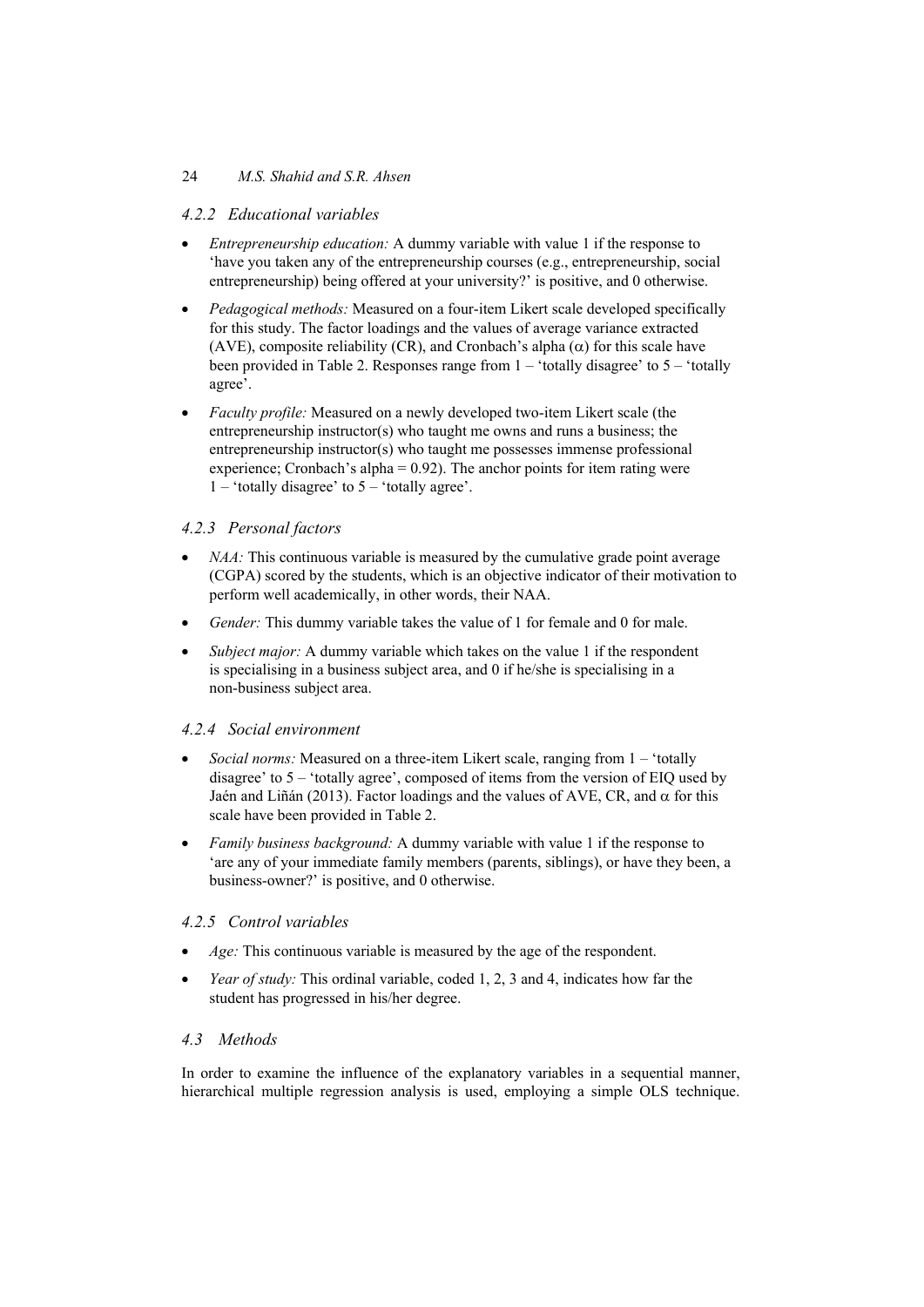#### 4.2.2 Educational variables

- *Entrepreneurship education:* A dummy variable with value 1 if the response to 'have you taken any of the entrepreneurship courses (e.g., entrepreneurship, social entrepreneurship) being offered at your university?' is positive, and 0 otherwise.
- *Pedagogical methods:* Measured on a four-item Likert scale developed specifically for this study. The factor loadings and the values of average variance extracted (AVE), composite reliability (CR), and Cronbach's alpha ($\alpha$) for this scale have been provided in Table 2. Responses range from 1 – 'totally disagree' to 5 – 'totally agree'.
- *Faculty profile:* Measured on a newly developed two-item Likert scale (the entrepreneurship instructor(s) who taught me owns and runs a business; the entrepreneurship instructor(s) who taught me possesses immense professional experience; Cronbach's alpha = 0.92). The anchor points for item rating were 1 – 'totally disagree' to 5 – 'totally agree'.

#### 4.2.3 Personal factors

- *NAA:* This continuous variable is measured by the cumulative grade point average (CGPA) scored by the students, which is an objective indicator of their motivation to perform well academically, in other words, their NAA.
- *Gender:* This dummy variable takes the value of 1 for female and 0 for male.
- *Subject major:* A dummy variable which takes on the value 1 if the respondent is specialising in a business subject area, and 0 if he/she is specialising in a non-business subject area.

#### 4.2.4 Social environment

- *Social norms:* Measured on a three-item Likert scale, ranging from 1 – 'totally disagree' to 5 – 'totally agree', composed of items from the version of EIQ used by Jaén and Liñán (2013). Factor loadings and the values of AVE, CR, and $\alpha$ for this scale have been provided in Table 2.
- *Family business background:* A dummy variable with value 1 if the response to 'are any of your immediate family members (parents, siblings), or have they been, a business-owner?' is positive, and 0 otherwise.

#### 4.2.5 Control variables

- *Age:* This continuous variable is measured by the age of the respondent.
- *Year of study:* This ordinal variable, coded 1, 2, 3 and 4, indicates how far the student has progressed in his/her degree.

### 4.3 Methods

In order to examine the influence of the explanatory variables in a sequential manner, hierarchical multiple regression analysis is used, employing a simple OLS technique.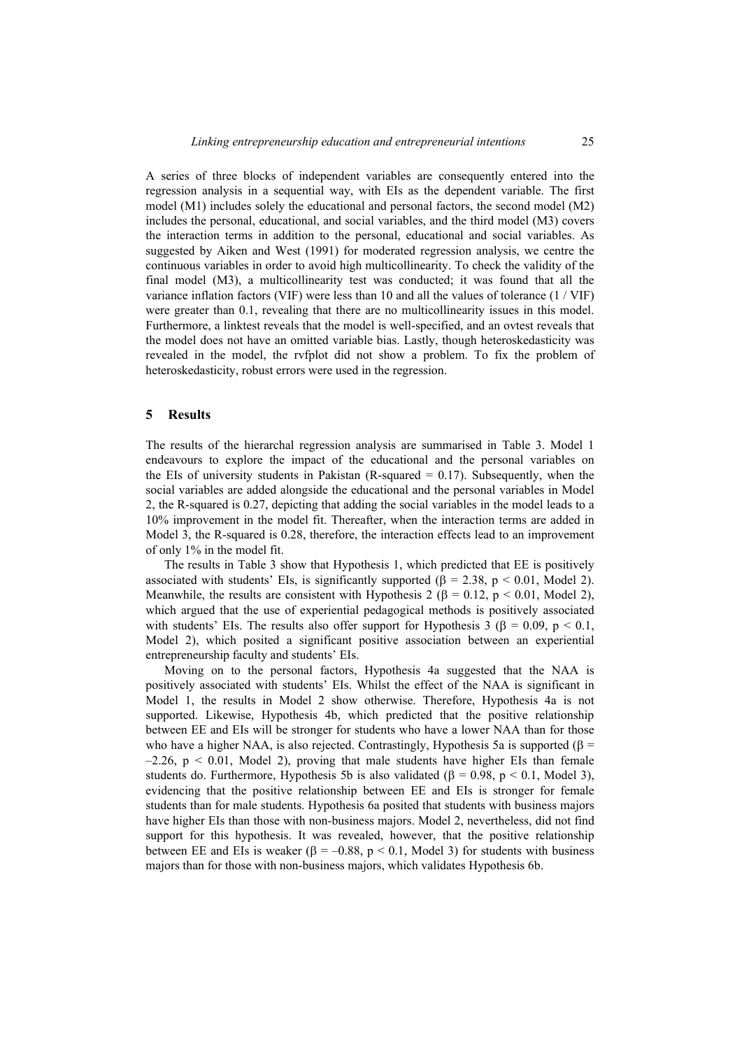A series of three blocks of independent variables are consequently entered into the regression analysis in a sequential way, with EIs as the dependent variable. The first model (M1) includes solely the educational and personal factors, the second model (M2) includes the personal, educational, and social variables, and the third model (M3) covers the interaction terms in addition to the personal, educational and social variables. As suggested by Aiken and West (1991) for moderated regression analysis, we centre the continuous variables in order to avoid high multicollinearity. To check the validity of the final model (M3), a multicollinearity test was conducted; it was found that all the variance inflation factors (VIF) were less than 10 and all the values of tolerance (1 / VIF) were greater than 0.1, revealing that there are no multicollinearity issues in this model. Furthermore, a linktest reveals that the model is well-specified, and an ovtest reveals that the model does not have an omitted variable bias. Lastly, though heteroskedasticity was revealed in the model, the rvfplot did not show a problem. To fix the problem of heteroskedasticity, robust errors were used in the regression.

## 5 Results

The results of the hierarchal regression analysis are summarised in Table 3. Model 1 endeavours to explore the impact of the educational and the personal variables on the EIs of university students in Pakistan (R-squared = 0.17). Subsequently, when the social variables are added alongside the educational and the personal variables in Model 2, the R-squared is 0.27, depicting that adding the social variables in the model leads to a 10% improvement in the model fit. Thereafter, when the interaction terms are added in Model 3, the R-squared is 0.28, therefore, the interaction effects lead to an improvement of only 1% in the model fit.

The results in Table 3 show that Hypothesis 1, which predicted that EE is positively associated with students' EIs, is significantly supported ($\beta = 2.38$, $p < 0.01$, Model 2). Meanwhile, the results are consistent with Hypothesis 2 ($\beta = 0.12$, $p < 0.01$, Model 2), which argued that the use of experiential pedagogical methods is positively associated with students' EIs. The results also offer support for Hypothesis 3 ($\beta = 0.09$, $p < 0.1$, Model 2), which posited a significant positive association between an experiential entrepreneurship faculty and students' EIs.

Moving on to the personal factors, Hypothesis 4a suggested that the NAA is positively associated with students' EIs. Whilst the effect of the NAA is significant in Model 1, the results in Model 2 show otherwise. Therefore, Hypothesis 4a is not supported. Likewise, Hypothesis 4b, which predicted that the positive relationship between EE and EIs will be stronger for students who have a lower NAA than for those who have a higher NAA, is also rejected. Contrastingly, Hypothesis 5a is supported ($\beta = -2.26$, $p < 0.01$, Model 2), proving that male students have higher EIs than female students do. Furthermore, Hypothesis 5b is also validated ($\beta = 0.98$, $p < 0.1$, Model 3), evidencing that the positive relationship between EE and EIs is stronger for female students than for male students. Hypothesis 6a posited that students with business majors have higher EIs than those with non-business majors. Model 2, nevertheless, did not find support for this hypothesis. It was revealed, however, that the positive relationship between EE and EIs is weaker ($\beta = -0.88$, $p < 0.1$, Model 3) for students with business majors than for those with non-business majors, which validates Hypothesis 6b.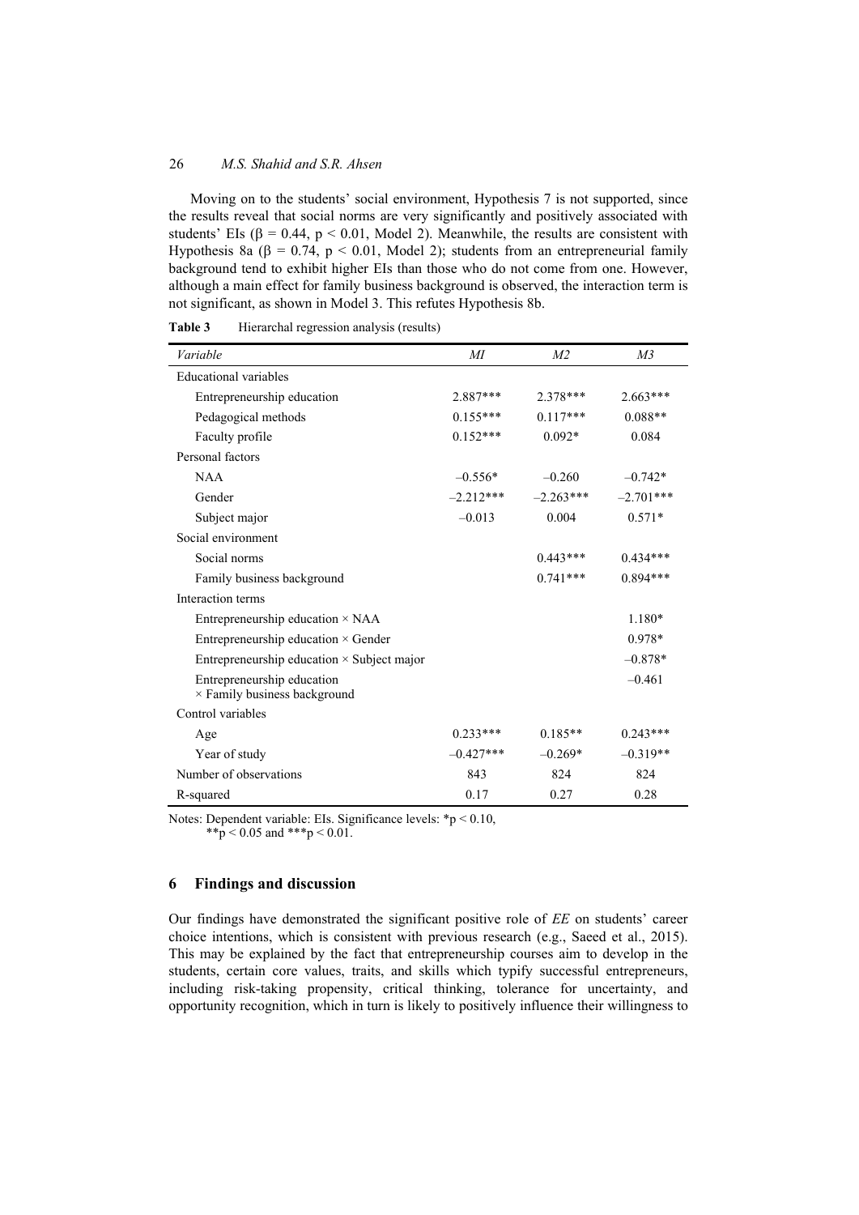Moving on to the students' social environment, Hypothesis 7 is not supported, since the results reveal that social norms are very significantly and positively associated with students' EIs ($\beta = 0.44$, $p < 0.01$, Model 2). Meanwhile, the results are consistent with Hypothesis 8a ($\beta = 0.74$, $p < 0.01$, Model 2); students from an entrepreneurial family background tend to exhibit higher EIs than those who do not come from one. However, although a main effect for family business background is observed, the interaction term is not significant, as shown in Model 3. This refutes Hypothesis 8b.

**Table 3** Hierarchal regression analysis (results)

| *Variable* | *M1* | *M2* | *M3* |
|---|---|---|---|
| Educational variables | | | |
| Entrepreneurship education | 2.887*** | 2.378*** | 2.663*** |
| Pedagogical methods | 0.155*** | 0.117*** | 0.088** |
| Faculty profile | 0.152*** | 0.092* | 0.084 |
| Personal factors | | | |
| NAA | –0.556* | –0.260 | –0.742* |
| Gender | –2.212*** | –2.263*** | –2.701*** |
| Subject major | –0.013 | 0.004 | 0.571* |
| Social environment | | | |
| Social norms | | 0.443*** | 0.434*** |
| Family business background | | 0.741*** | 0.894*** |
| Interaction terms | | | |
| Entrepreneurship education × NAA | | | 1.180* |
| Entrepreneurship education × Gender | | | 0.978* |
| Entrepreneurship education × Subject major | | | –0.878* |
| Entrepreneurship education × Family business background | | | –0.461 |
| Control variables | | | |
| Age | 0.233*** | 0.185** | 0.243*** |
| Year of study | –0.427*** | –0.269* | –0.319** |
| Number of observations | 843 | 824 | 824 |
| R-squared | 0.17 | 0.27 | 0.28 |

Notes: Dependent variable: EIs. Significance levels: *$p < 0.10$, **$p < 0.05$ and ***$p < 0.01$.

## 6 Findings and discussion

Our findings have demonstrated the significant positive role of *EE* on students' career choice intentions, which is consistent with previous research (e.g., Saeed et al., 2015). This may be explained by the fact that entrepreneurship courses aim to develop in the students, certain core values, traits, and skills which typify successful entrepreneurs, including risk-taking propensity, critical thinking, tolerance for uncertainty, and opportunity recognition, which in turn is likely to positively influence their willingness to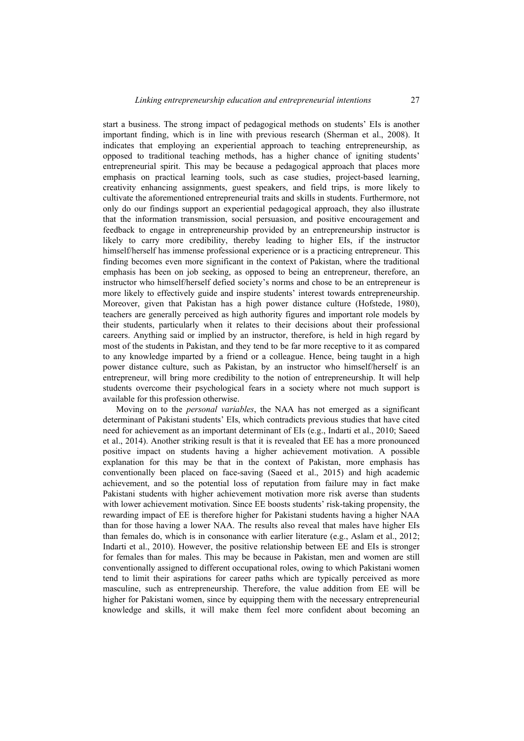start a business. The strong impact of pedagogical methods on students' EIs is another important finding, which is in line with previous research (Sherman et al., 2008). It indicates that employing an experiential approach to teaching entrepreneurship, as opposed to traditional teaching methods, has a higher chance of igniting students' entrepreneurial spirit. This may be because a pedagogical approach that places more emphasis on practical learning tools, such as case studies, project-based learning, creativity enhancing assignments, guest speakers, and field trips, is more likely to cultivate the aforementioned entrepreneurial traits and skills in students. Furthermore, not only do our findings support an experiential pedagogical approach, they also illustrate that the information transmission, social persuasion, and positive encouragement and feedback to engage in entrepreneurship provided by an entrepreneurship instructor is likely to carry more credibility, thereby leading to higher EIs, if the instructor himself/herself has immense professional experience or is a practicing entrepreneur. This finding becomes even more significant in the context of Pakistan, where the traditional emphasis has been on job seeking, as opposed to being an entrepreneur, therefore, an instructor who himself/herself defied society's norms and chose to be an entrepreneur is more likely to effectively guide and inspire students' interest towards entrepreneurship. Moreover, given that Pakistan has a high power distance culture (Hofstede, 1980), teachers are generally perceived as high authority figures and important role models by their students, particularly when it relates to their decisions about their professional careers. Anything said or implied by an instructor, therefore, is held in high regard by most of the students in Pakistan, and they tend to be far more receptive to it as compared to any knowledge imparted by a friend or a colleague. Hence, being taught in a high power distance culture, such as Pakistan, by an instructor who himself/herself is an entrepreneur, will bring more credibility to the notion of entrepreneurship. It will help students overcome their psychological fears in a society where not much support is available for this profession otherwise.

Moving on to the *personal variables*, the NAA has not emerged as a significant determinant of Pakistani students' EIs, which contradicts previous studies that have cited need for achievement as an important determinant of EIs (e.g., Indarti et al., 2010; Saeed et al., 2014). Another striking result is that it is revealed that EE has a more pronounced positive impact on students having a higher achievement motivation. A possible explanation for this may be that in the context of Pakistan, more emphasis has conventionally been placed on face-saving (Saeed et al., 2015) and high academic achievement, and so the potential loss of reputation from failure may in fact make Pakistani students with higher achievement motivation more risk averse than students with lower achievement motivation. Since EE boosts students' risk-taking propensity, the rewarding impact of EE is therefore higher for Pakistani students having a higher NAA than for those having a lower NAA. The results also reveal that males have higher EIs than females do, which is in consonance with earlier literature (e.g., Aslam et al., 2012; Indarti et al., 2010). However, the positive relationship between EE and EIs is stronger for females than for males. This may be because in Pakistan, men and women are still conventionally assigned to different occupational roles, owing to which Pakistani women tend to limit their aspirations for career paths which are typically perceived as more masculine, such as entrepreneurship. Therefore, the value addition from EE will be higher for Pakistani women, since by equipping them with the necessary entrepreneurial knowledge and skills, it will make them feel more confident about becoming an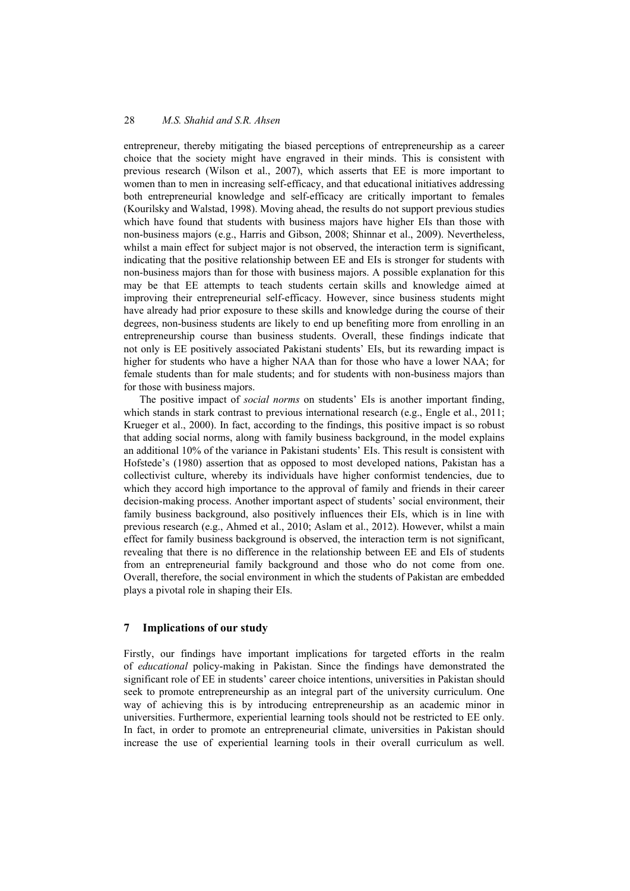entrepreneur, thereby mitigating the biased perceptions of entrepreneurship as a career choice that the society might have engraved in their minds. This is consistent with previous research (Wilson et al., 2007), which asserts that EE is more important to women than to men in increasing self-efficacy, and that educational initiatives addressing both entrepreneurial knowledge and self-efficacy are critically important to females (Kourilsky and Walstad, 1998). Moving ahead, the results do not support previous studies which have found that students with business majors have higher EIs than those with non-business majors (e.g., Harris and Gibson, 2008; Shinnar et al., 2009). Nevertheless, whilst a main effect for subject major is not observed, the interaction term is significant, indicating that the positive relationship between EE and EIs is stronger for students with non-business majors than for those with business majors. A possible explanation for this may be that EE attempts to teach students certain skills and knowledge aimed at improving their entrepreneurial self-efficacy. However, since business students might have already had prior exposure to these skills and knowledge during the course of their degrees, non-business students are likely to end up benefiting more from enrolling in an entrepreneurship course than business students. Overall, these findings indicate that not only is EE positively associated Pakistani students' EIs, but its rewarding impact is higher for students who have a higher NAA than for those who have a lower NAA; for female students than for male students; and for students with non-business majors than for those with business majors.

The positive impact of *social norms* on students' EIs is another important finding, which stands in stark contrast to previous international research (e.g., Engle et al., 2011; Krueger et al., 2000). In fact, according to the findings, this positive impact is so robust that adding social norms, along with family business background, in the model explains an additional 10% of the variance in Pakistani students' EIs. This result is consistent with Hofstede's (1980) assertion that as opposed to most developed nations, Pakistan has a collectivist culture, whereby its individuals have higher conformist tendencies, due to which they accord high importance to the approval of family and friends in their career decision-making process. Another important aspect of students' social environment, their family business background, also positively influences their EIs, which is in line with previous research (e.g., Ahmed et al., 2010; Aslam et al., 2012). However, whilst a main effect for family business background is observed, the interaction term is not significant, revealing that there is no difference in the relationship between EE and EIs of students from an entrepreneurial family background and those who do not come from one. Overall, therefore, the social environment in which the students of Pakistan are embedded plays a pivotal role in shaping their EIs.

## 7 Implications of our study

Firstly, our findings have important implications for targeted efforts in the realm of *educational* policy-making in Pakistan. Since the findings have demonstrated the significant role of EE in students' career choice intentions, universities in Pakistan should seek to promote entrepreneurship as an integral part of the university curriculum. One way of achieving this is by introducing entrepreneurship as an academic minor in universities. Furthermore, experiential learning tools should not be restricted to EE only. In fact, in order to promote an entrepreneurial climate, universities in Pakistan should increase the use of experiential learning tools in their overall curriculum as well.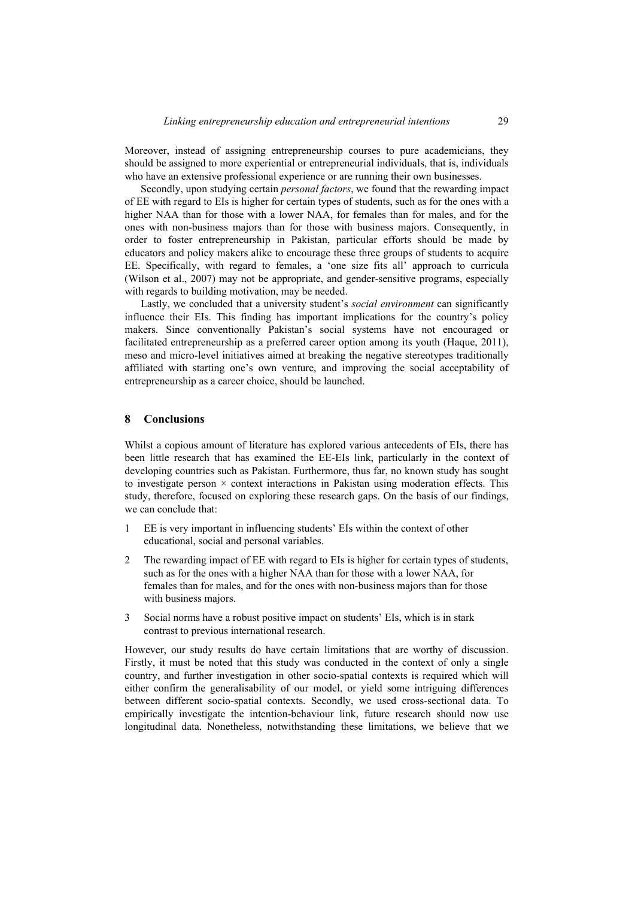Moreover, instead of assigning entrepreneurship courses to pure academicians, they should be assigned to more experiential or entrepreneurial individuals, that is, individuals who have an extensive professional experience or are running their own businesses.

Secondly, upon studying certain *personal factors*, we found that the rewarding impact of EE with regard to EIs is higher for certain types of students, such as for the ones with a higher NAA than for those with a lower NAA, for females than for males, and for the ones with non-business majors than for those with business majors. Consequently, in order to foster entrepreneurship in Pakistan, particular efforts should be made by educators and policy makers alike to encourage these three groups of students to acquire EE. Specifically, with regard to females, a 'one size fits all' approach to curricula (Wilson et al., 2007) may not be appropriate, and gender-sensitive programs, especially with regards to building motivation, may be needed.

Lastly, we concluded that a university student's *social environment* can significantly influence their EIs. This finding has important implications for the country's policy makers. Since conventionally Pakistan's social systems have not encouraged or facilitated entrepreneurship as a preferred career option among its youth (Haque, 2011), meso and micro-level initiatives aimed at breaking the negative stereotypes traditionally affiliated with starting one's own venture, and improving the social acceptability of entrepreneurship as a career choice, should be launched.

## 8 Conclusions

Whilst a copious amount of literature has explored various antecedents of EIs, there has been little research that has examined the EE-EIs link, particularly in the context of developing countries such as Pakistan. Furthermore, thus far, no known study has sought to investigate person × context interactions in Pakistan using moderation effects. This study, therefore, focused on exploring these research gaps. On the basis of our findings, we can conclude that:

1. EE is very important in influencing students' EIs within the context of other educational, social and personal variables.
2. The rewarding impact of EE with regard to EIs is higher for certain types of students, such as for the ones with a higher NAA than for those with a lower NAA, for females than for males, and for the ones with non-business majors than for those with business majors.
3. Social norms have a robust positive impact on students' EIs, which is in stark contrast to previous international research.

However, our study results do have certain limitations that are worthy of discussion. Firstly, it must be noted that this study was conducted in the context of only a single country, and further investigation in other socio-spatial contexts is required which will either confirm the generalisability of our model, or yield some intriguing differences between different socio-spatial contexts. Secondly, we used cross-sectional data. To empirically investigate the intention-behaviour link, future research should now use longitudinal data. Nonetheless, notwithstanding these limitations, we believe that we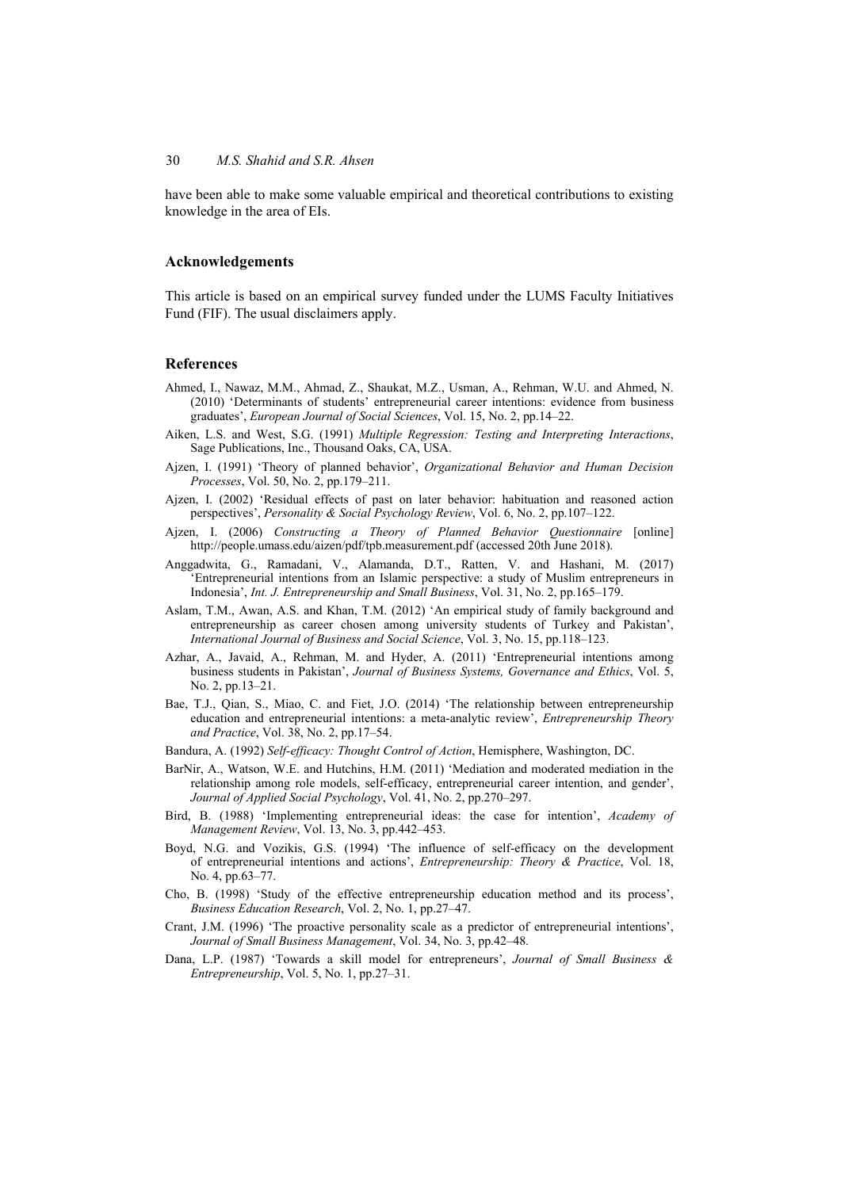have been able to make some valuable empirical and theoretical contributions to existing knowledge in the area of EIs.

## Acknowledgements

This article is based on an empirical survey funded under the LUMS Faculty Initiatives Fund (FIF). The usual disclaimers apply.

## References

Ahmed, I., Nawaz, M.M., Ahmad, Z., Shaukat, M.Z., Usman, A., Rehman, W.U. and Ahmed, N. (2010) 'Determinants of students' entrepreneurial career intentions: evidence from business graduates', *European Journal of Social Sciences*, Vol. 15, No. 2, pp.14–22.

Aiken, L.S. and West, S.G. (1991) *Multiple Regression: Testing and Interpreting Interactions*, Sage Publications, Inc., Thousand Oaks, CA, USA.

Ajzen, I. (1991) 'Theory of planned behavior', *Organizational Behavior and Human Decision Processes*, Vol. 50, No. 2, pp.179–211.

Ajzen, I. (2002) 'Residual effects of past on later behavior: habituation and reasoned action perspectives', *Personality & Social Psychology Review*, Vol. 6, No. 2, pp.107–122.

Ajzen, I. (2006) *Constructing a Theory of Planned Behavior Questionnaire* [online] http://people.umass.edu/aizen/pdf/tpb.measurement.pdf (accessed 20th June 2018).

Anggadwita, G., Ramadani, V., Alamanda, D.T., Ratten, V. and Hashani, M. (2017) 'Entrepreneurial intentions from an Islamic perspective: a study of Muslim entrepreneurs in Indonesia', *Int. J. Entrepreneurship and Small Business*, Vol. 31, No. 2, pp.165–179.

Aslam, T.M., Awan, A.S. and Khan, T.M. (2012) 'An empirical study of family background and entrepreneurship as career chosen among university students of Turkey and Pakistan', *International Journal of Business and Social Science*, Vol. 3, No. 15, pp.118–123.

Azhar, A., Javaid, A., Rehman, M. and Hyder, A. (2011) 'Entrepreneurial intentions among business students in Pakistan', *Journal of Business Systems, Governance and Ethics*, Vol. 5, No. 2, pp.13–21.

Bae, T.J., Qian, S., Miao, C. and Fiet, J.O. (2014) 'The relationship between entrepreneurship education and entrepreneurial intentions: a meta-analytic review', *Entrepreneurship Theory and Practice*, Vol. 38, No. 2, pp.17–54.

Bandura, A. (1992) *Self-efficacy: Thought Control of Action*, Hemisphere, Washington, DC.

BarNir, A., Watson, W.E. and Hutchins, H.M. (2011) 'Mediation and moderated mediation in the relationship among role models, self-efficacy, entrepreneurial career intention, and gender', *Journal of Applied Social Psychology*, Vol. 41, No. 2, pp.270–297.

Bird, B. (1988) 'Implementing entrepreneurial ideas: the case for intention', *Academy of Management Review*, Vol. 13, No. 3, pp.442–453.

Boyd, N.G. and Vozikis, G.S. (1994) 'The influence of self-efficacy on the development of entrepreneurial intentions and actions', *Entrepreneurship: Theory & Practice*, Vol. 18, No. 4, pp.63–77.

Cho, B. (1998) 'Study of the effective entrepreneurship education method and its process', *Business Education Research*, Vol. 2, No. 1, pp.27–47.

Crant, J.M. (1996) 'The proactive personality scale as a predictor of entrepreneurial intentions', *Journal of Small Business Management*, Vol. 34, No. 3, pp.42–48.

Dana, L.P. (1987) 'Towards a skill model for entrepreneurs', *Journal of Small Business & Entrepreneurship*, Vol. 5, No. 1, pp.27–31.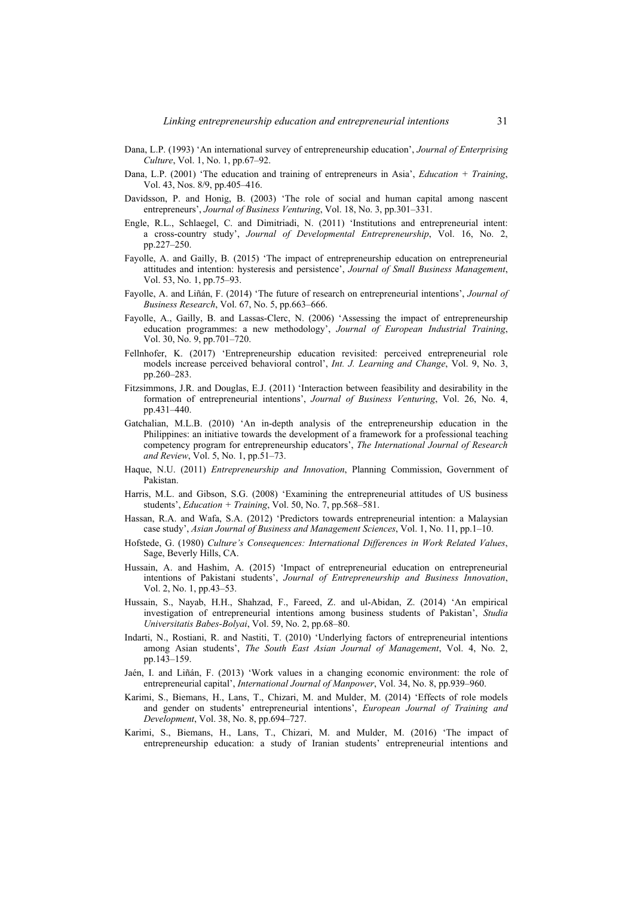Dana, L.P. (1993) 'An international survey of entrepreneurship education', *Journal of Enterprising Culture*, Vol. 1, No. 1, pp.67–92.

Dana, L.P. (2001) 'The education and training of entrepreneurs in Asia', *Education + Training*, Vol. 43, Nos. 8/9, pp.405–416.

Davidsson, P. and Honig, B. (2003) 'The role of social and human capital among nascent entrepreneurs', *Journal of Business Venturing*, Vol. 18, No. 3, pp.301–331.

Engle, R.L., Schlaegel, C. and Dimitriadi, N. (2011) 'Institutions and entrepreneurial intent: a cross-country study', *Journal of Developmental Entrepreneurship*, Vol. 16, No. 2, pp.227–250.

Fayolle, A. and Gailly, B. (2015) 'The impact of entrepreneurship education on entrepreneurial attitudes and intention: hysteresis and persistence', *Journal of Small Business Management*, Vol. 53, No. 1, pp.75–93.

Fayolle, A. and Liñán, F. (2014) 'The future of research on entrepreneurial intentions', *Journal of Business Research*, Vol. 67, No. 5, pp.663–666.

Fayolle, A., Gailly, B. and Lassas-Clerc, N. (2006) 'Assessing the impact of entrepreneurship education programmes: a new methodology', *Journal of European Industrial Training*, Vol. 30, No. 9, pp.701–720.

Fellnhofer, K. (2017) 'Entrepreneurship education revisited: perceived entrepreneurial role models increase perceived behavioral control', *Int. J. Learning and Change*, Vol. 9, No. 3, pp.260–283.

Fitzsimmons, J.R. and Douglas, E.J. (2011) 'Interaction between feasibility and desirability in the formation of entrepreneurial intentions', *Journal of Business Venturing*, Vol. 26, No. 4, pp.431–440.

Gatchalian, M.L.B. (2010) 'An in-depth analysis of the entrepreneurship education in the Philippines: an initiative towards the development of a framework for a professional teaching competency program for entrepreneurship educators', *The International Journal of Research and Review*, Vol. 5, No. 1, pp.51–73.

Haque, N.U. (2011) *Entrepreneurship and Innovation*, Planning Commission, Government of Pakistan.

Harris, M.L. and Gibson, S.G. (2008) 'Examining the entrepreneurial attitudes of US business students', *Education + Training*, Vol. 50, No. 7, pp.568–581.

Hassan, R.A. and Wafa, S.A. (2012) 'Predictors towards entrepreneurial intention: a Malaysian case study', *Asian Journal of Business and Management Sciences*, Vol. 1, No. 11, pp.1–10.

Hofstede, G. (1980) *Culture's Consequences: International Differences in Work Related Values*, Sage, Beverly Hills, CA.

Hussain, A. and Hashim, A. (2015) 'Impact of entrepreneurial education on entrepreneurial intentions of Pakistani students', *Journal of Entrepreneurship and Business Innovation*, Vol. 2, No. 1, pp.43–53.

Hussain, S., Nayab, H.H., Shahzad, F., Fareed, Z. and ul-Abidan, Z. (2014) 'An empirical investigation of entrepreneurial intentions among business students of Pakistan', *Studia Universitatis Babes-Bolyai*, Vol. 59, No. 2, pp.68–80.

Indarti, N., Rostiani, R. and Nastiti, T. (2010) 'Underlying factors of entrepreneurial intentions among Asian students', *The South East Asian Journal of Management*, Vol. 4, No. 2, pp.143–159.

Jaén, I. and Liñán, F. (2013) 'Work values in a changing economic environment: the role of entrepreneurial capital', *International Journal of Manpower*, Vol. 34, No. 8, pp.939–960.

Karimi, S., Biemans, H., Lans, T., Chizari, M. and Mulder, M. (2014) 'Effects of role models and gender on students' entrepreneurial intentions', *European Journal of Training and Development*, Vol. 38, No. 8, pp.694–727.

Karimi, S., Biemans, H., Lans, T., Chizari, M. and Mulder, M. (2016) 'The impact of entrepreneurship education: a study of Iranian students' entrepreneurial intentions and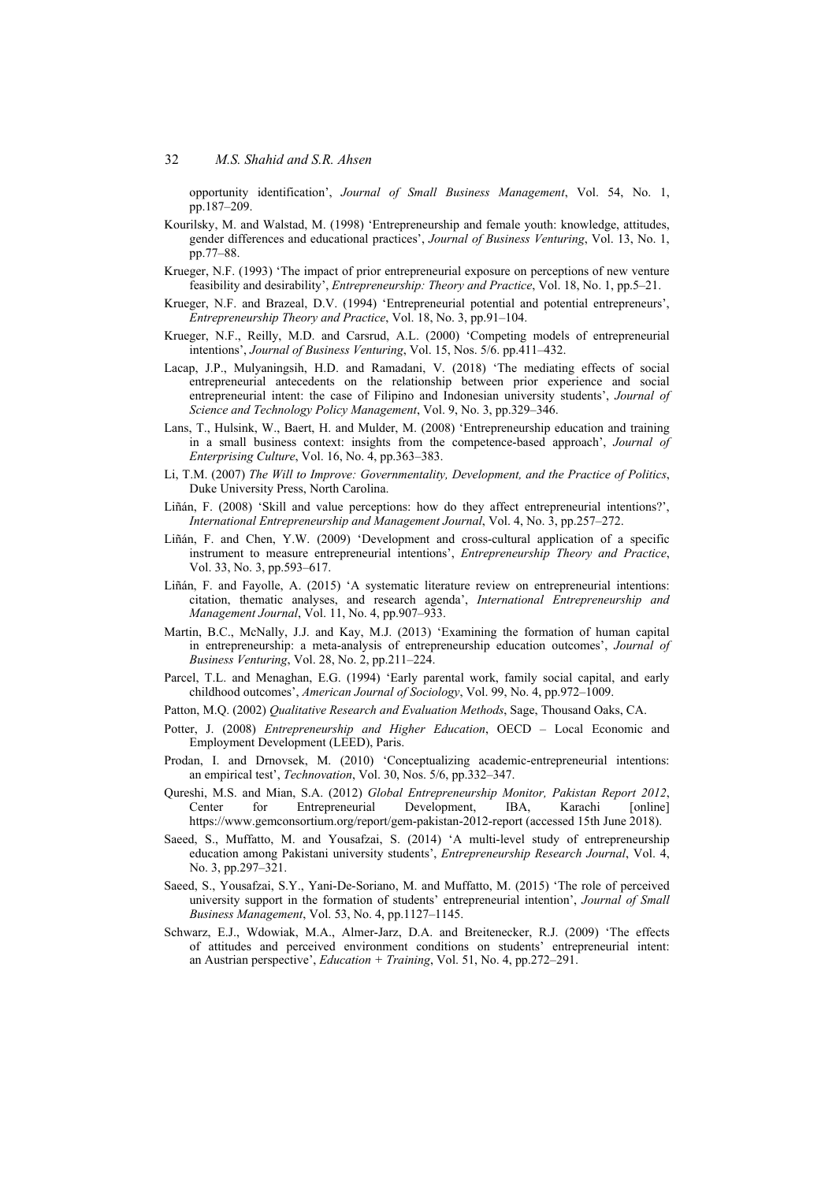opportunity identification', *Journal of Small Business Management*, Vol. 54, No. 1, pp.187–209.

Kourilsky, M. and Walstad, M. (1998) 'Entrepreneurship and female youth: knowledge, attitudes, gender differences and educational practices', *Journal of Business Venturing*, Vol. 13, No. 1, pp.77–88.

Krueger, N.F. (1993) 'The impact of prior entrepreneurial exposure on perceptions of new venture feasibility and desirability', *Entrepreneurship: Theory and Practice*, Vol. 18, No. 1, pp.5–21.

Krueger, N.F. and Brazeal, D.V. (1994) 'Entrepreneurial potential and potential entrepreneurs', *Entrepreneurship Theory and Practice*, Vol. 18, No. 3, pp.91–104.

Krueger, N.F., Reilly, M.D. and Carsrud, A.L. (2000) 'Competing models of entrepreneurial intentions', *Journal of Business Venturing*, Vol. 15, Nos. 5/6. pp.411–432.

Lacap, J.P., Mulyaningsih, H.D. and Ramadani, V. (2018) 'The mediating effects of social entrepreneurial antecedents on the relationship between prior experience and social entrepreneurial intent: the case of Filipino and Indonesian university students', *Journal of Science and Technology Policy Management*, Vol. 9, No. 3, pp.329–346.

Lans, T., Hulsink, W., Baert, H. and Mulder, M. (2008) 'Entrepreneurship education and training in a small business context: insights from the competence-based approach', *Journal of Enterprising Culture*, Vol. 16, No. 4, pp.363–383.

Li, T.M. (2007) *The Will to Improve: Governmentality, Development, and the Practice of Politics*, Duke University Press, North Carolina.

Liñán, F. (2008) 'Skill and value perceptions: how do they affect entrepreneurial intentions?', *International Entrepreneurship and Management Journal*, Vol. 4, No. 3, pp.257–272.

Liñán, F. and Chen, Y.W. (2009) 'Development and cross-cultural application of a specific instrument to measure entrepreneurial intentions', *Entrepreneurship Theory and Practice*, Vol. 33, No. 3, pp.593–617.

Liñán, F. and Fayolle, A. (2015) 'A systematic literature review on entrepreneurial intentions: citation, thematic analyses, and research agenda', *International Entrepreneurship and Management Journal*, Vol. 11, No. 4, pp.907–933.

Martin, B.C., McNally, J.J. and Kay, M.J. (2013) 'Examining the formation of human capital in entrepreneurship: a meta-analysis of entrepreneurship education outcomes', *Journal of Business Venturing*, Vol. 28, No. 2, pp.211–224.

Parcel, T.L. and Menaghan, E.G. (1994) 'Early parental work, family social capital, and early childhood outcomes', *American Journal of Sociology*, Vol. 99, No. 4, pp.972–1009.

Patton, M.Q. (2002) *Qualitative Research and Evaluation Methods*, Sage, Thousand Oaks, CA.

Potter, J. (2008) *Entrepreneurship and Higher Education*, OECD – Local Economic and Employment Development (LEED), Paris.

Prodan, I. and Drnovsek, M. (2010) 'Conceptualizing academic-entrepreneurial intentions: an empirical test', *Technovation*, Vol. 30, Nos. 5/6, pp.332–347.

Qureshi, M.S. and Mian, S.A. (2012) *Global Entrepreneurship Monitor, Pakistan Report 2012*, Center for Entrepreneurial Development, IBA, Karachi [online] https://www.gemconsortium.org/report/gem-pakistan-2012-report (accessed 15th June 2018).

Saeed, S., Muffatto, M. and Yousafzai, S. (2014) 'A multi-level study of entrepreneurship education among Pakistani university students', *Entrepreneurship Research Journal*, Vol. 4, No. 3, pp.297–321.

Saeed, S., Yousafzai, S.Y., Yani-De-Soriano, M. and Muffatto, M. (2015) 'The role of perceived university support in the formation of students' entrepreneurial intention', *Journal of Small Business Management*, Vol. 53, No. 4, pp.1127–1145.

Schwarz, E.J., Wdowiak, M.A., Almer-Jarz, D.A. and Breitenecker, R.J. (2009) 'The effects of attitudes and perceived environment conditions on students' entrepreneurial intent: an Austrian perspective', *Education + Training*, Vol. 51, No. 4, pp.272–291.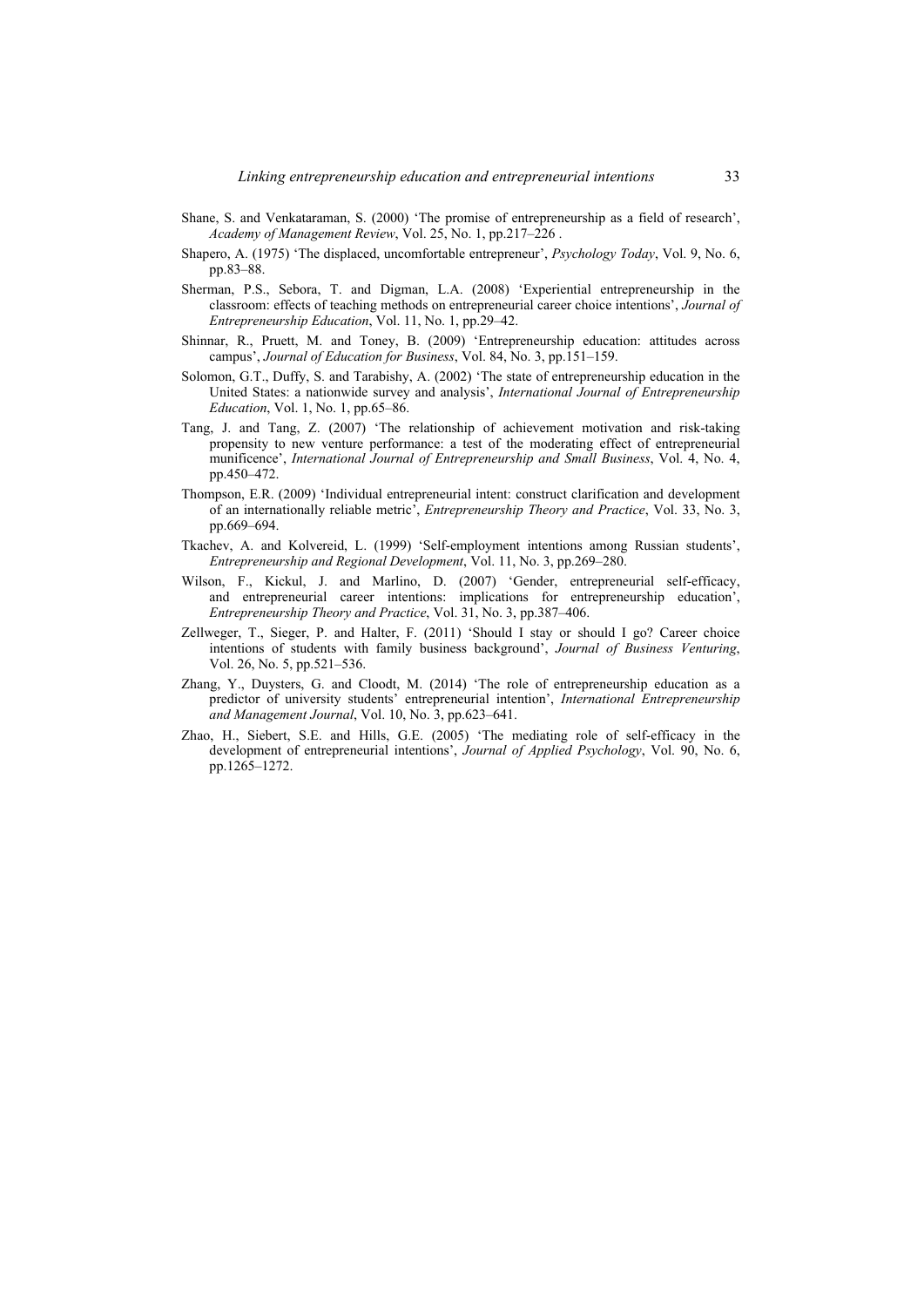Shane, S. and Venkataraman, S. (2000) 'The promise of entrepreneurship as a field of research', *Academy of Management Review*, Vol. 25, No. 1, pp.217–226 .

Shapero, A. (1975) 'The displaced, uncomfortable entrepreneur', *Psychology Today*, Vol. 9, No. 6, pp.83–88.

Sherman, P.S., Sebora, T. and Digman, L.A. (2008) 'Experiential entrepreneurship in the classroom: effects of teaching methods on entrepreneurial career choice intentions', *Journal of Entrepreneurship Education*, Vol. 11, No. 1, pp.29–42.

Shinnar, R., Pruett, M. and Toney, B. (2009) 'Entrepreneurship education: attitudes across campus', *Journal of Education for Business*, Vol. 84, No. 3, pp.151–159.

Solomon, G.T., Duffy, S. and Tarabishy, A. (2002) 'The state of entrepreneurship education in the United States: a nationwide survey and analysis', *International Journal of Entrepreneurship Education*, Vol. 1, No. 1, pp.65–86.

Tang, J. and Tang, Z. (2007) 'The relationship of achievement motivation and risk-taking propensity to new venture performance: a test of the moderating effect of entrepreneurial munificence', *International Journal of Entrepreneurship and Small Business*, Vol. 4, No. 4, pp.450–472.

Thompson, E.R. (2009) 'Individual entrepreneurial intent: construct clarification and development of an internationally reliable metric', *Entrepreneurship Theory and Practice*, Vol. 33, No. 3, pp.669–694.

Tkachev, A. and Kolvereid, L. (1999) 'Self-employment intentions among Russian students', *Entrepreneurship and Regional Development*, Vol. 11, No. 3, pp.269–280.

Wilson, F., Kickul, J. and Marlino, D. (2007) 'Gender, entrepreneurial self-efficacy, and entrepreneurial career intentions: implications for entrepreneurship education', *Entrepreneurship Theory and Practice*, Vol. 31, No. 3, pp.387–406.

Zellweger, T., Sieger, P. and Halter, F. (2011) 'Should I stay or should I go? Career choice intentions of students with family business background', *Journal of Business Venturing*, Vol. 26, No. 5, pp.521–536.

Zhang, Y., Duysters, G. and Cloodt, M. (2014) 'The role of entrepreneurship education as a predictor of university students' entrepreneurial intention', *International Entrepreneurship and Management Journal*, Vol. 10, No. 3, pp.623–641.

Zhao, H., Siebert, S.E. and Hills, G.E. (2005) 'The mediating role of self-efficacy in the development of entrepreneurial intentions', *Journal of Applied Psychology*, Vol. 90, No. 6, pp.1265–1272.